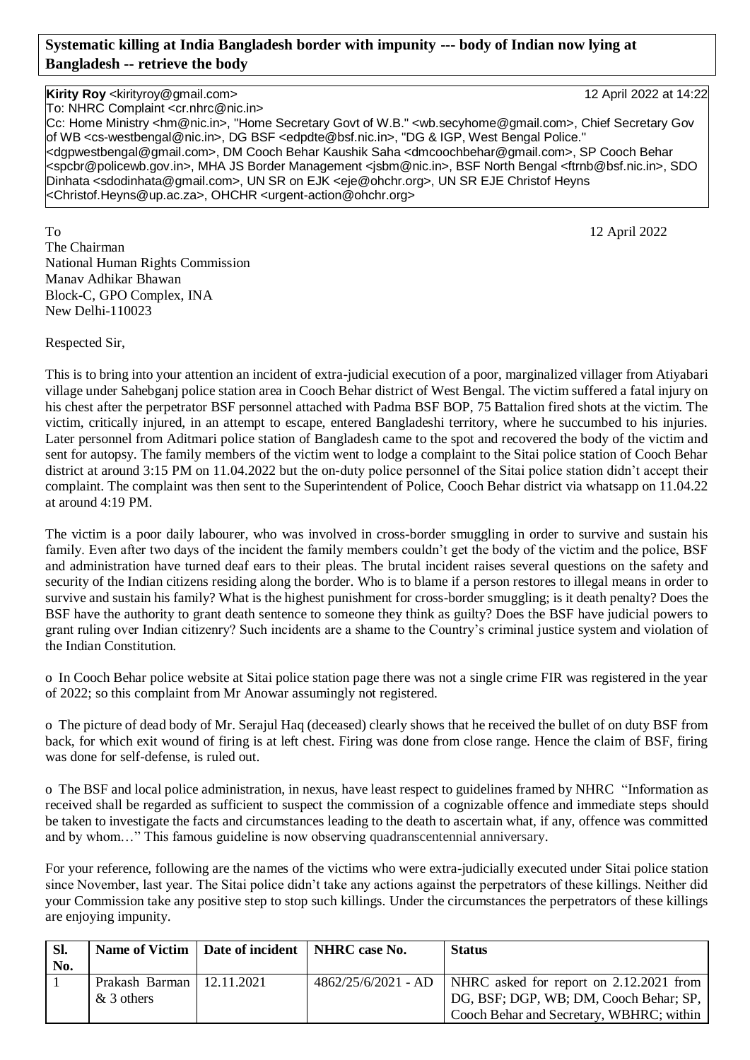**Systematic killing at India Bangladesh border with impunity --- body of Indian now lying at Bangladesh -- retrieve the body**

**Kirity Roy** <kirityroy@gmail.com> 12 April 2022 at 14:22
To: NHRC Complaint <cr.nhrc@nic.in>
Cc: Home Ministry <hm@nic.in>, "Home Secretary Govt of W.B." <wb.secyhome@gmail.com>, Chief Secretary Gov of WB <cs-westbengal@nic.in>, DG BSF <edpdte@bsf.nic.in>, "DG & IGP, West Bengal Police." <dgpwestbengal@gmail.com>, DM Cooch Behar Kaushik Saha <dmcoochbehar@gmail.com>, SP Cooch Behar <spcbr@policewb.gov.in>, MHA JS Border Management <jsbm@nic.in>, BSF North Bengal <ftrnb@bsf.nic.in>, SDO Dinhata <sdodinhata@gmail.com>, UN SR on EJK <eje@ohchr.org>, UN SR EJE Christof Heyns <Christof.Heyns@up.ac.za>, OHCHR <urgent-action@ohchr.org>

To 12 April 2022
The Chairman
National Human Rights Commission
Manav Adhikar Bhawan
Block-C, GPO Complex, INA
New Delhi-110023

Respected Sir,

This is to bring into your attention an incident of extra-judicial execution of a poor, marginalized villager from Atiyabari village under Sahebganj police station area in Cooch Behar district of West Bengal. The victim suffered a fatal injury on his chest after the perpetrator BSF personnel attached with Padma BSF BOP, 75 Battalion fired shots at the victim. The victim, critically injured, in an attempt to escape, entered Bangladeshi territory, where he succumbed to his injuries. Later personnel from Aditmari police station of Bangladesh came to the spot and recovered the body of the victim and sent for autopsy. The family members of the victim went to lodge a complaint to the Sitai police station of Cooch Behar district at around 3:15 PM on 11.04.2022 but the on-duty police personnel of the Sitai police station didn't accept their complaint. The complaint was then sent to the Superintendent of Police, Cooch Behar district via whatsapp on 11.04.22 at around 4:19 PM.

The victim is a poor daily labourer, who was involved in cross-border smuggling in order to survive and sustain his family. Even after two days of the incident the family members couldn't get the body of the victim and the police, BSF and administration have turned deaf ears to their pleas. The brutal incident raises several questions on the safety and security of the Indian citizens residing along the border. Who is to blame if a person restores to illegal means in order to survive and sustain his family? What is the highest punishment for cross-border smuggling; is it death penalty? Does the BSF have the authority to grant death sentence to someone they think as guilty? Does the BSF have judicial powers to grant ruling over Indian citizenry? Such incidents are a shame to the Country's criminal justice system and violation of the Indian Constitution.

- In Cooch Behar police website at Sitai police station page there was not a single crime FIR was registered in the year of 2022; so this complaint from Mr Anowar assumingly not registered.

- The picture of dead body of Mr. Serajul Haq (deceased) clearly shows that he received the bullet of on duty BSF from back, for which exit wound of firing is at left chest. Firing was done from close range. Hence the claim of BSF, firing was done for self-defense, is ruled out.

- The BSF and local police administration, in nexus, have least respect to guidelines framed by NHRC "Information as received shall be regarded as sufficient to suspect the commission of a cognizable offence and immediate steps should be taken to investigate the facts and circumstances leading to the death to ascertain what, if any, offence was committed and by whom…" This famous guideline is now observing quadranscentennial anniversary.

For your reference, following are the names of the victims who were extra-judicially executed under Sitai police station since November, last year. The Sitai police didn't take any actions against the perpetrators of these killings. Neither did your Commission take any positive step to stop such killings. Under the circumstances the perpetrators of these killings are enjoying impunity.

| Sl. No. | Name of Victim | Date of incident | NHRC case No. | Status |
|---|---|---|---|---|
| 1 | Prakash Barman & 3 others | 12.11.2021 | 4862/25/6/2021 - AD | NHRC asked for report on 2.12.2021 from DG, BSF; DGP, WB; DM, Cooch Behar; SP, Cooch Behar and Secretary, WBHRC; within |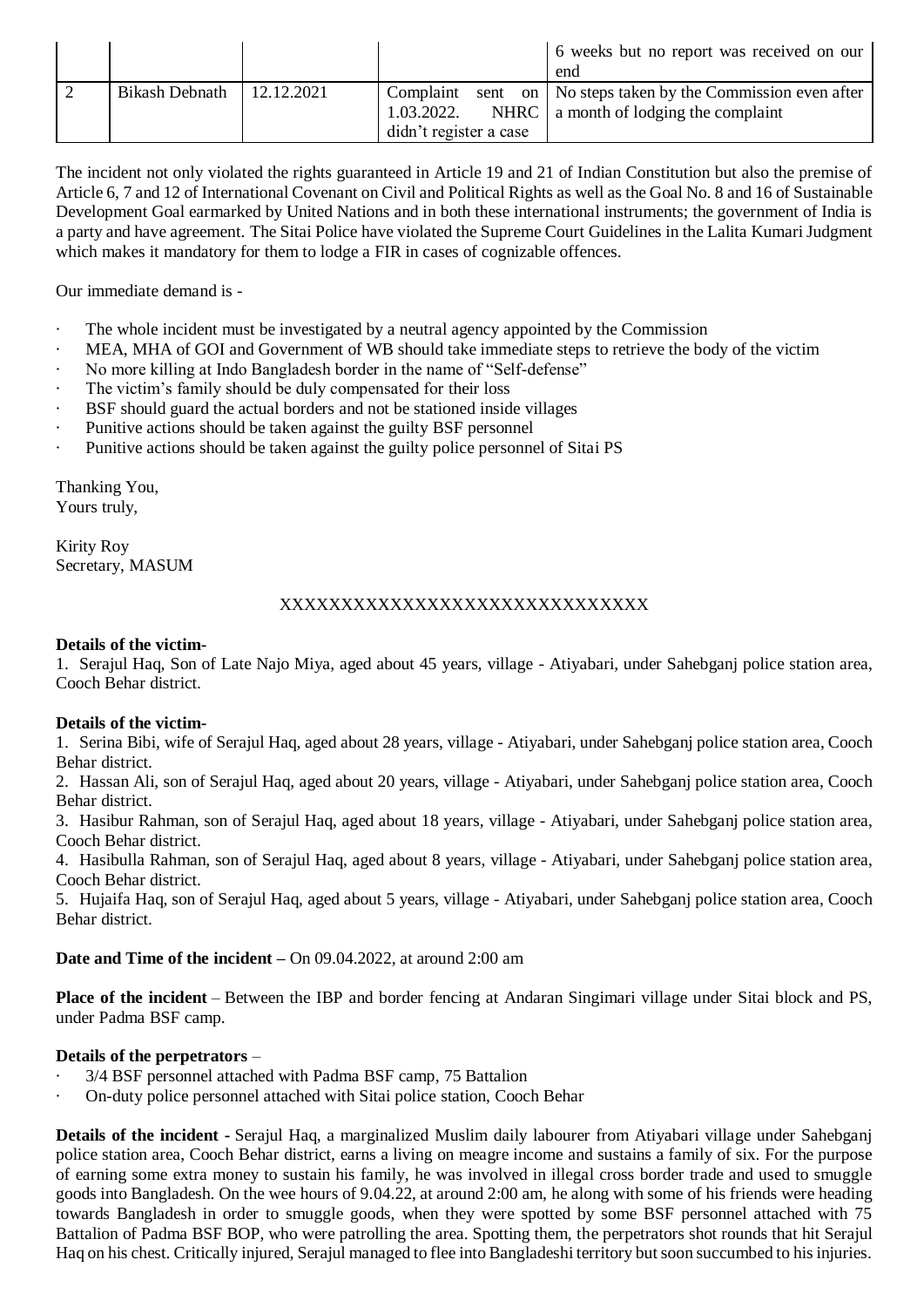| | | | | 6 weeks but no report was received on our end |
|---|---|---|---|---|
| 2 | Bikash Debnath | 12.12.2021 | Complaint sent on 1.03.2022. NHRC didn't register a case | No steps taken by the Commission even after a month of lodging the complaint |

The incident not only violated the rights guaranteed in Article 19 and 21 of Indian Constitution but also the premise of Article 6, 7 and 12 of International Covenant on Civil and Political Rights as well as the Goal No. 8 and 16 of Sustainable Development Goal earmarked by United Nations and in both these international instruments; the government of India is a party and have agreement. The Sitai Police have violated the Supreme Court Guidelines in the Lalita Kumari Judgment which makes it mandatory for them to lodge a FIR in cases of cognizable offences.

Our immediate demand is -

- The whole incident must be investigated by a neutral agency appointed by the Commission
- MEA, MHA of GOI and Government of WB should take immediate steps to retrieve the body of the victim
- No more killing at Indo Bangladesh border in the name of "Self-defense"
- The victim's family should be duly compensated for their loss
- BSF should guard the actual borders and not be stationed inside villages
- Punitive actions should be taken against the guilty BSF personnel
- Punitive actions should be taken against the guilty police personnel of Sitai PS

Thanking You,
Yours truly,

Kirity Roy
Secretary, MASUM

XXXXXXXXXXXXXXXXXXXXXXXXXXXXXX

**Details of the victim-**

1. Serajul Haq, Son of Late Najo Miya, aged about 45 years, village - Atiyabari, under Sahebganj police station area, Cooch Behar district.

**Details of the victim-**

1. Serina Bibi, wife of Serajul Haq, aged about 28 years, village - Atiyabari, under Sahebganj police station area, Cooch Behar district.
2. Hassan Ali, son of Serajul Haq, aged about 20 years, village - Atiyabari, under Sahebganj police station area, Cooch Behar district.
3. Hasibur Rahman, son of Serajul Haq, aged about 18 years, village - Atiyabari, under Sahebganj police station area, Cooch Behar district.
4. Hasibulla Rahman, son of Serajul Haq, aged about 8 years, village - Atiyabari, under Sahebganj police station area, Cooch Behar district.
5. Hujaifa Haq, son of Serajul Haq, aged about 5 years, village - Atiyabari, under Sahebganj police station area, Cooch Behar district.

**Date and Time of the incident –** On 09.04.2022, at around 2:00 am

**Place of the incident** – Between the IBP and border fencing at Andaran Singimari village under Sitai block and PS, under Padma BSF camp.

**Details of the perpetrators** –

- 3/4 BSF personnel attached with Padma BSF camp, 75 Battalion
- On-duty police personnel attached with Sitai police station, Cooch Behar

**Details of the incident -** Serajul Haq, a marginalized Muslim daily labourer from Atiyabari village under Sahebganj police station area, Cooch Behar district, earns a living on meagre income and sustains a family of six. For the purpose of earning some extra money to sustain his family, he was involved in illegal cross border trade and used to smuggle goods into Bangladesh. On the wee hours of 9.04.22, at around 2:00 am, he along with some of his friends were heading towards Bangladesh in order to smuggle goods, when they were spotted by some BSF personnel attached with 75 Battalion of Padma BSF BOP, who were patrolling the area. Spotting them, the perpetrators shot rounds that hit Serajul Haq on his chest. Critically injured, Serajul managed to flee into Bangladeshi territory but soon succumbed to his injuries.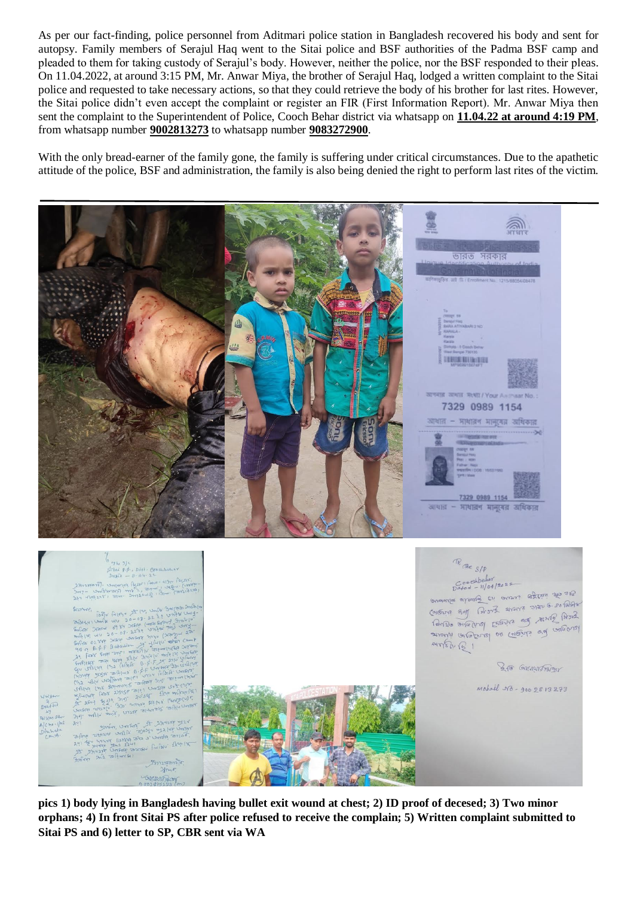As per our fact-finding, police personnel from Aditmari police station in Bangladesh recovered his body and sent for autopsy. Family members of Serajul Haq went to the Sitai police and BSF authorities of the Padma BSF camp and pleaded to them for taking custody of Serajul's body. However, neither the police, nor the BSF responded to their pleas. On 11.04.2022, at around 3:15 PM, Mr. Anwar Miya, the brother of Serajul Haq, lodged a written complaint to the Sitai police and requested to take necessary actions, so that they could retrieve the body of his brother for last rites. However, the Sitai police didn't even accept the complaint or register an FIR (First Information Report). Mr. Anwar Miya then sent the complaint to the Superintendent of Police, Cooch Behar district via whatsapp on **11.04.22 at around 4:19 PM**, from whatsapp number **9002813273** to whatsapp number **9083272900**.

With the only bread-earner of the family gone, the family is suffering under critical circumstances. Due to the apathetic attitude of the police, BSF and administration, the family is also being denied the right to perform last rites of the victim.

---

**pics 1) body lying in Bangladesh having bullet exit wound at chest; 2) ID proof of decesed; 3) Two minor orphans; 4) In front Sitai PS after police refused to receive the complain; 5) Written complaint submitted to Sitai PS and 6) letter to SP, CBR sent via WA**